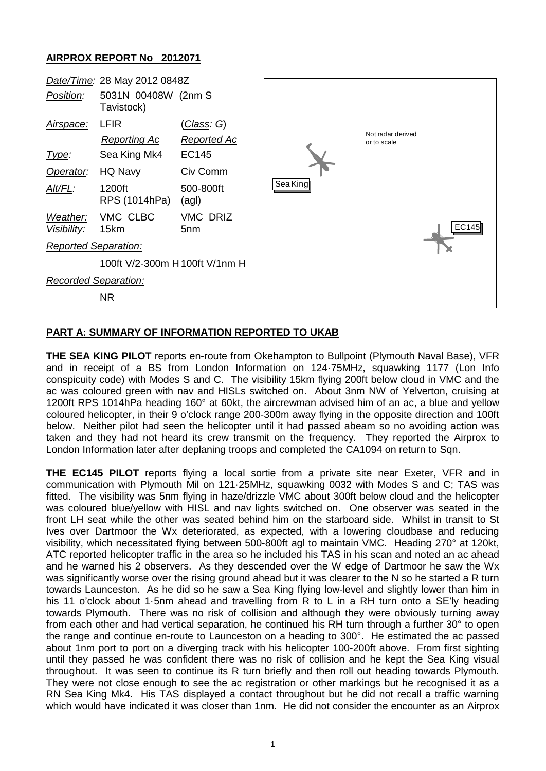## AIRPROX REPORT No 2012071

| | | |
|---|---|---|
| *Date/Time:* | 28 May 2012 0848Z | |
| *Position:* | 5031N 00408W (2nm S Tavistock) | |
| *Airspace:* | LFIR | (*Class*: G) |
| | *Reporting Ac* | *Reported Ac* |
| *Type:* | Sea King Mk4 | EC145 |
| *Operator:* | HQ Navy | Civ Comm |
| *Alt/FL:* | 1200ft RPS (1014hPa) | 500-800ft (agl) |
| *Weather:* | VMC CLBC | VMC DRIZ |
| *Visibility:* | 15km | 5nm |
| *Reported Separation:* | | |
| | 100ft V/2-300m H | 100ft V/1nm H |
| *Recorded Separation:* | | |
| | NR | |

Not radar derived or to scale

Sea King

EC145

## PART A: SUMMARY OF INFORMATION REPORTED TO UKAB

**THE SEA KING PILOT** reports en-route from Okehampton to Bullpoint (Plymouth Naval Base), VFR and in receipt of a BS from London Information on 124·75MHz, squawking 1177 (Lon Info conspicuity code) with Modes S and C. The visibility 15km flying 200ft below cloud in VMC and the ac was coloured green with nav and HISLs switched on. About 3nm NW of Yelverton, cruising at 1200ft RPS 1014hPa heading 160° at 60kt, the aircrewman advised him of an ac, a blue and yellow coloured helicopter, in their 9 o'clock range 200-300m away flying in the opposite direction and 100ft below. Neither pilot had seen the helicopter until it had passed abeam so no avoiding action was taken and they had not heard its crew transmit on the frequency. They reported the Airprox to London Information later after deplaning troops and completed the CA1094 on return to Sqn.

**THE EC145 PILOT** reports flying a local sortie from a private site near Exeter, VFR and in communication with Plymouth Mil on 121·25MHz, squawking 0032 with Modes S and C; TAS was fitted. The visibility was 5nm flying in haze/drizzle VMC about 300ft below cloud and the helicopter was coloured blue/yellow with HISL and nav lights switched on. One observer was seated in the front LH seat while the other was seated behind him on the starboard side. Whilst in transit to St Ives over Dartmoor the Wx deteriorated, as expected, with a lowering cloudbase and reducing visibility, which necessitated flying between 500-800ft agl to maintain VMC. Heading 270° at 120kt, ATC reported helicopter traffic in the area so he included his TAS in his scan and noted an ac ahead and he warned his 2 observers. As they descended over the W edge of Dartmoor he saw the Wx was significantly worse over the rising ground ahead but it was clearer to the N so he started a R turn towards Launceston. As he did so he saw a Sea King flying low-level and slightly lower than him in his 11 o'clock about 1·5nm ahead and travelling from R to L in a RH turn onto a SE'ly heading towards Plymouth. There was no risk of collision and although they were obviously turning away from each other and had vertical separation, he continued his RH turn through a further 30° to open the range and continue en-route to Launceston on a heading to 300°. He estimated the ac passed about 1nm port to port on a diverging track with his helicopter 100-200ft above. From first sighting until they passed he was confident there was no risk of collision and he kept the Sea King visual throughout. It was seen to continue its R turn briefly and then roll out heading towards Plymouth. They were not close enough to see the ac registration or other markings but he recognised it as a RN Sea King Mk4. His TAS displayed a contact throughout but he did not recall a traffic warning which would have indicated it was closer than 1nm. He did not consider the encounter as an Airprox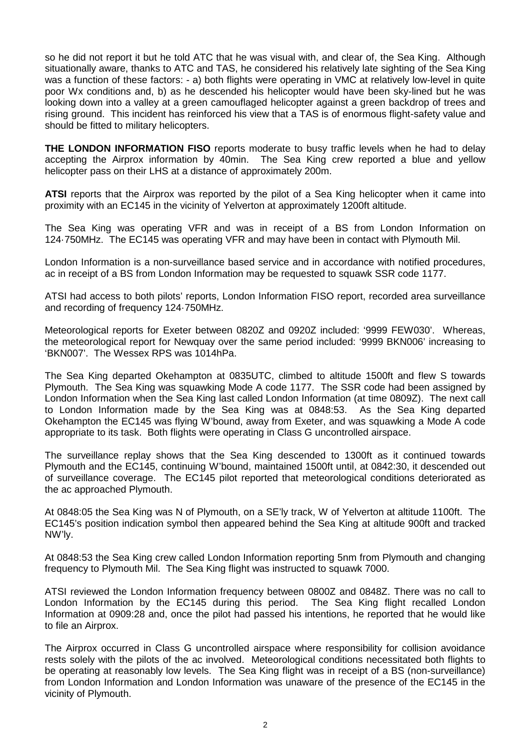so he did not report it but he told ATC that he was visual with, and clear of, the Sea King. Although situationally aware, thanks to ATC and TAS, he considered his relatively late sighting of the Sea King was a function of these factors: - a) both flights were operating in VMC at relatively low-level in quite poor Wx conditions and, b) as he descended his helicopter would have been sky-lined but he was looking down into a valley at a green camouflaged helicopter against a green backdrop of trees and rising ground. This incident has reinforced his view that a TAS is of enormous flight-safety value and should be fitted to military helicopters.

**THE LONDON INFORMATION FISO** reports moderate to busy traffic levels when he had to delay accepting the Airprox information by 40min. The Sea King crew reported a blue and yellow helicopter pass on their LHS at a distance of approximately 200m.

**ATSI** reports that the Airprox was reported by the pilot of a Sea King helicopter when it came into proximity with an EC145 in the vicinity of Yelverton at approximately 1200ft altitude.

The Sea King was operating VFR and was in receipt of a BS from London Information on 124·750MHz. The EC145 was operating VFR and may have been in contact with Plymouth Mil.

London Information is a non-surveillance based service and in accordance with notified procedures, ac in receipt of a BS from London Information may be requested to squawk SSR code 1177.

ATSI had access to both pilots' reports, London Information FISO report, recorded area surveillance and recording of frequency 124·750MHz.

Meteorological reports for Exeter between 0820Z and 0920Z included: '9999 FEW030'. Whereas, the meteorological report for Newquay over the same period included: '9999 BKN006' increasing to 'BKN007'. The Wessex RPS was 1014hPa.

The Sea King departed Okehampton at 0835UTC, climbed to altitude 1500ft and flew S towards Plymouth. The Sea King was squawking Mode A code 1177. The SSR code had been assigned by London Information when the Sea King last called London Information (at time 0809Z). The next call to London Information made by the Sea King was at 0848:53. As the Sea King departed Okehampton the EC145 was flying W'bound, away from Exeter, and was squawking a Mode A code appropriate to its task. Both flights were operating in Class G uncontrolled airspace.

The surveillance replay shows that the Sea King descended to 1300ft as it continued towards Plymouth and the EC145, continuing W'bound, maintained 1500ft until, at 0842:30, it descended out of surveillance coverage. The EC145 pilot reported that meteorological conditions deteriorated as the ac approached Plymouth.

At 0848:05 the Sea King was N of Plymouth, on a SE'ly track, W of Yelverton at altitude 1100ft. The EC145's position indication symbol then appeared behind the Sea King at altitude 900ft and tracked NW'ly.

At 0848:53 the Sea King crew called London Information reporting 5nm from Plymouth and changing frequency to Plymouth Mil. The Sea King flight was instructed to squawk 7000.

ATSI reviewed the London Information frequency between 0800Z and 0848Z. There was no call to London Information by the EC145 during this period. The Sea King flight recalled London Information at 0909:28 and, once the pilot had passed his intentions, he reported that he would like to file an Airprox.

The Airprox occurred in Class G uncontrolled airspace where responsibility for collision avoidance rests solely with the pilots of the ac involved. Meteorological conditions necessitated both flights to be operating at reasonably low levels. The Sea King flight was in receipt of a BS (non-surveillance) from London Information and London Information was unaware of the presence of the EC145 in the vicinity of Plymouth.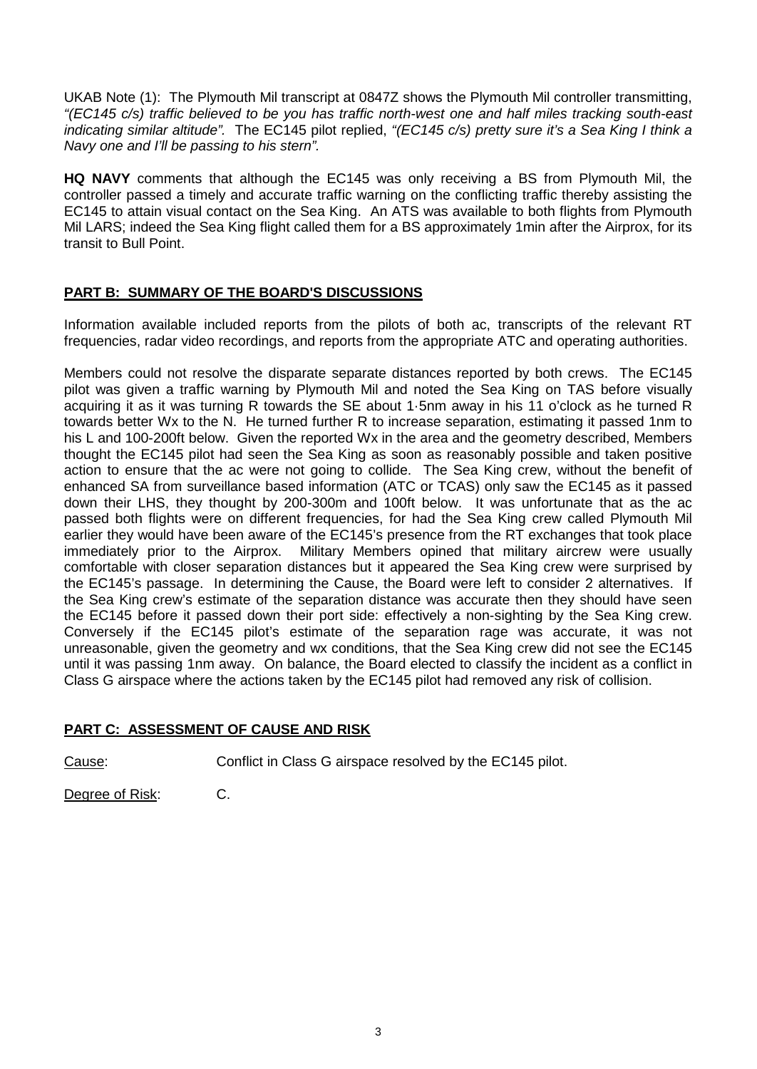UKAB Note (1): The Plymouth Mil transcript at 0847Z shows the Plymouth Mil controller transmitting, *"(EC145 c/s) traffic believed to be you has traffic north-west one and half miles tracking south-east indicating similar altitude"*. The EC145 pilot replied, *"(EC145 c/s) pretty sure it's a Sea King I think a Navy one and I'll be passing to his stern"*.

**HQ NAVY** comments that although the EC145 was only receiving a BS from Plymouth Mil, the controller passed a timely and accurate traffic warning on the conflicting traffic thereby assisting the EC145 to attain visual contact on the Sea King. An ATS was available to both flights from Plymouth Mil LARS; indeed the Sea King flight called them for a BS approximately 1min after the Airprox, for its transit to Bull Point.

## PART B: SUMMARY OF THE BOARD'S DISCUSSIONS

Information available included reports from the pilots of both ac, transcripts of the relevant RT frequencies, radar video recordings, and reports from the appropriate ATC and operating authorities.

Members could not resolve the disparate separate distances reported by both crews. The EC145 pilot was given a traffic warning by Plymouth Mil and noted the Sea King on TAS before visually acquiring it as it was turning R towards the SE about 1·5nm away in his 11 o'clock as he turned R towards better Wx to the N. He turned further R to increase separation, estimating it passed 1nm to his L and 100-200ft below. Given the reported Wx in the area and the geometry described, Members thought the EC145 pilot had seen the Sea King as soon as reasonably possible and taken positive action to ensure that the ac were not going to collide. The Sea King crew, without the benefit of enhanced SA from surveillance based information (ATC or TCAS) only saw the EC145 as it passed down their LHS, they thought by 200-300m and 100ft below. It was unfortunate that as the ac passed both flights were on different frequencies, for had the Sea King crew called Plymouth Mil earlier they would have been aware of the EC145's presence from the RT exchanges that took place immediately prior to the Airprox. Military Members opined that military aircrew were usually comfortable with closer separation distances but it appeared the Sea King crew were surprised by the EC145's passage. In determining the Cause, the Board were left to consider 2 alternatives. If the Sea King crew's estimate of the separation distance was accurate then they should have seen the EC145 before it passed down their port side: effectively a non-sighting by the Sea King crew. Conversely if the EC145 pilot's estimate of the separation rage was accurate, it was not unreasonable, given the geometry and wx conditions, that the Sea King crew did not see the EC145 until it was passing 1nm away. On balance, the Board elected to classify the incident as a conflict in Class G airspace where the actions taken by the EC145 pilot had removed any risk of collision.

## PART C: ASSESSMENT OF CAUSE AND RISK

Cause: Conflict in Class G airspace resolved by the EC145 pilot.

Degree of Risk: C.